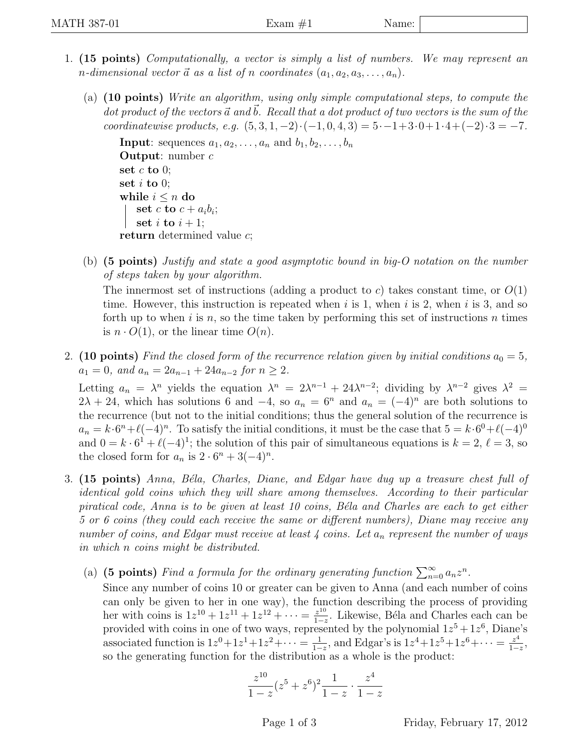MATH 387-01 Exam #1 Name:

1. **(15 points)** *Computationally, a vector is simply a list of numbers. We may represent an $n$-dimensional vector $\vec{a}$ as a list of $n$ coordinates $(a_1, a_2, a_3, \ldots, a_n)$.*

   (a) **(10 points)** *Write an algorithm, using only simple computational steps, to compute the dot product of the vectors $\vec{a}$ and $\vec{b}$. Recall that a dot product of two vectors is the sum of the coordinatewise products, e.g. $(5, 3, 1, -2) \cdot (-1, 0, 4, 3) = 5 \cdot -1 + 3 \cdot 0 + 1 \cdot 4 + (-2) \cdot 3 = -7$.*

   **Input**: sequences $a_1, a_2, \ldots, a_n$ and $b_1, b_2, \ldots, b_n$
   **Output**: number $c$
   **set** $c$ **to** 0;
   **set** $i$ **to** 0;
   **while** $i \leq n$ **do**
   - **set** $c$ **to** $c + a_i b_i$;
   - **set** $i$ **to** $i + 1$;

   **return** determined value $c$;

   (b) **(5 points)** *Justify and state a good asymptotic bound in big-O notation on the number of steps taken by your algorithm.*

   The innermost set of instructions (adding a product to $c$) takes constant time, or $O(1)$ time. However, this instruction is repeated when $i$ is 1, when $i$ is 2, when $i$ is 3, and so forth up to when $i$ is $n$, so the time taken by performing this set of instructions $n$ times is $n \cdot O(1)$, or the linear time $O(n)$.

2. **(10 points)** *Find the closed form of the recurrence relation given by initial conditions $a_0 = 5$, $a_1 = 0$, and $a_n = 2a_{n-1} + 24a_{n-2}$ for $n \geq 2$.*

   Letting $a_n = \lambda^n$ yields the equation $\lambda^n = 2\lambda^{n-1} + 24\lambda^{n-2}$; dividing by $\lambda^{n-2}$ gives $\lambda^2 = 2\lambda + 24$, which has solutions 6 and $-4$, so $a_n = 6^n$ and $a_n = (-4)^n$ are both solutions to the recurrence (but not to the initial conditions; thus the general solution of the recurrence is $a_n = k \cdot 6^n + \ell(-4)^n$. To satisfy the initial conditions, it must be the case that $5 = k \cdot 6^0 + \ell(-4)^0$ and $0 = k \cdot 6^1 + \ell(-4)^1$; the solution of this pair of simultaneous equations is $k = 2$, $\ell = 3$, so the closed form for $a_n$ is $2 \cdot 6^n + 3(-4)^n$.

3. **(15 points)** *Anna, Béla, Charles, Diane, and Edgar have dug up a treasure chest full of identical gold coins which they will share among themselves. According to their particular piratical code, Anna is to be given at least 10 coins, Béla and Charles are each to get either 5 or 6 coins (they could each receive the same or different numbers), Diane may receive any number of coins, and Edgar must receive at least 4 coins. Let $a_n$ represent the number of ways in which $n$ coins might be distributed.*

   (a) **(5 points)** *Find a formula for the ordinary generating function $\sum_{n=0}^{\infty} a_n z^n$.*

   Since any number of coins 10 or greater can be given to Anna (and each number of coins can only be given to her in one way), the function describing the process of providing her with coins is $1z^{10} + 1z^{11} + 1z^{12} + \cdots = \frac{z^{10}}{1-z}$. Likewise, Béla and Charles each can be provided with coins in one of two ways, represented by the polynomial $1z^5 + 1z^6$, Diane's associated function is $1z^0 + 1z^1 + 1z^2 + \cdots = \frac{1}{1-z}$, and Edgar's is $1z^4 + 1z^5 + 1z^6 + \cdots = \frac{z^4}{1-z}$, so the generating function for the distribution as a whole is the product:

$$\frac{z^{10}}{1-z}(z^5 + z^6)^2 \frac{1}{1-z} \cdot \frac{z^4}{1-z}$$

Friday, February 17, 2012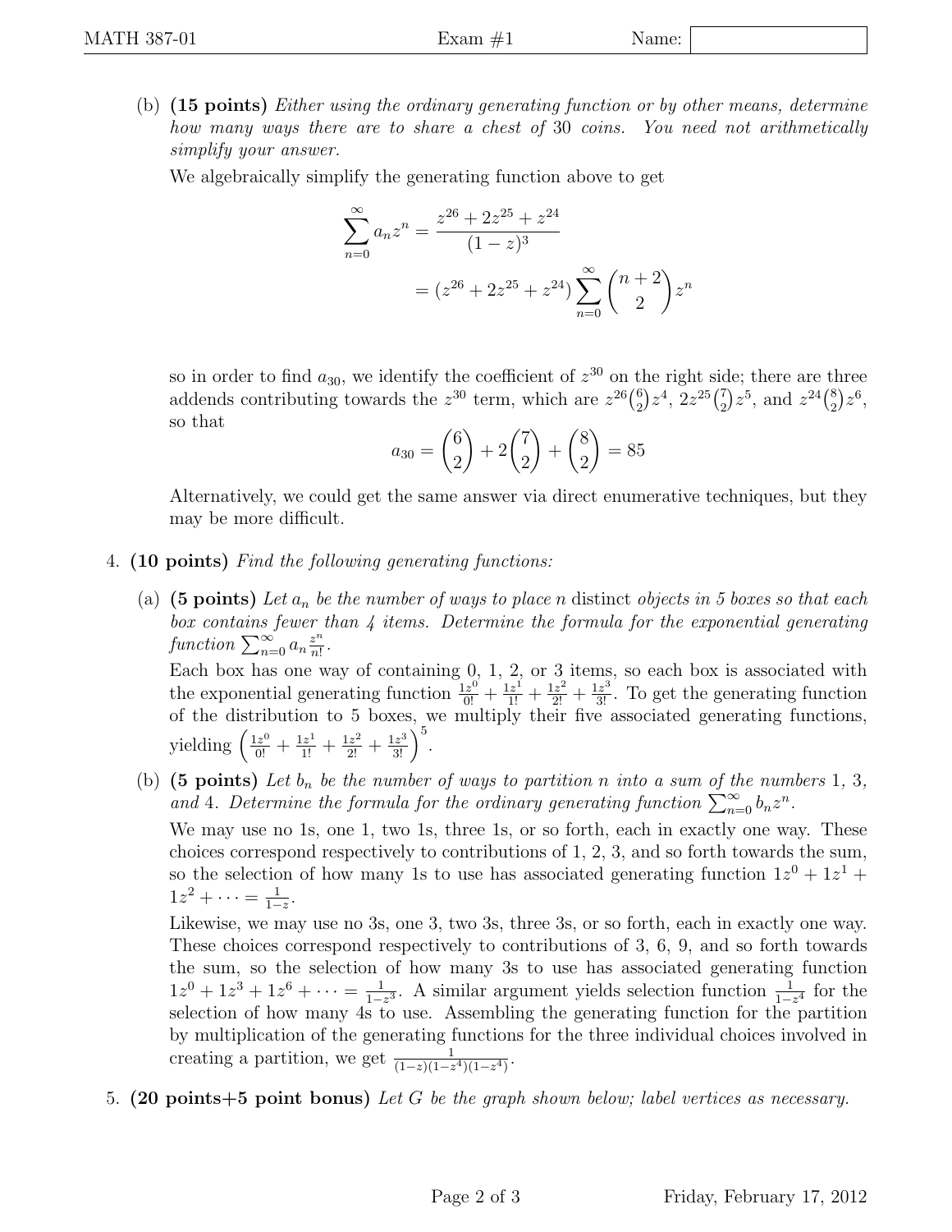(b) **(15 points)** *Either using the ordinary generating function or by other means, determine how many ways there are to share a chest of* 30 *coins. You need not arithmetically simplify your answer.*

We algebraically simplify the generating function above to get

$$\sum_{n=0}^{\infty} a_n z^n = \frac{z^{26} + 2z^{25} + z^{24}}{(1-z)^3}$$

$$= (z^{26} + 2z^{25} + z^{24}) \sum_{n=0}^{\infty} \binom{n+2}{2} z^n$$

so in order to find $a_{30}$, we identify the coefficient of $z^{30}$ on the right side; there are three addends contributing towards the $z^{30}$ term, which are $z^{26}\binom{6}{2}z^4$, $2z^{25}\binom{7}{2}z^5$, and $z^{24}\binom{8}{2}z^6$, so that

$$a_{30} = \binom{6}{2} + 2\binom{7}{2} + \binom{8}{2} = 85$$

Alternatively, we could get the same answer via direct enumerative techniques, but they may be more difficult.

4. **(10 points)** *Find the following generating functions:*

   (a) **(5 points)** *Let $a_n$ be the number of ways to place n* distinct *objects in 5 boxes so that each box contains fewer than 4 items. Determine the formula for the exponential generating function $\sum_{n=0}^{\infty} a_n \frac{z^n}{n!}$.*

   Each box has one way of containing 0, 1, 2, or 3 items, so each box is associated with the exponential generating function $\frac{1z^0}{0!} + \frac{1z^1}{1!} + \frac{1z^2}{2!} + \frac{1z^3}{3!}$. To get the generating function of the distribution to 5 boxes, we multiply their five associated generating functions, yielding $\left(\frac{1z^0}{0!} + \frac{1z^1}{1!} + \frac{1z^2}{2!} + \frac{1z^3}{3!}\right)^5$.

   (b) **(5 points)** *Let $b_n$ be the number of ways to partition $n$ into a sum of the numbers* 1, 3, *and* 4. *Determine the formula for the ordinary generating function $\sum_{n=0}^{\infty} b_n z^n$.*

   We may use no 1s, one 1, two 1s, three 1s, or so forth, each in exactly one way. These choices correspond respectively to contributions of 1, 2, 3, and so forth towards the sum, so the selection of how many 1s to use has associated generating function $1z^0 + 1z^1 + 1z^2 + \cdots = \frac{1}{1-z}$.

   Likewise, we may use no 3s, one 3, two 3s, three 3s, or so forth, each in exactly one way. These choices correspond respectively to contributions of 3, 6, 9, and so forth towards the sum, so the selection of how many 3s to use has associated generating function $1z^0 + 1z^3 + 1z^6 + \cdots = \frac{1}{1-z^3}$. A similar argument yields selection function $\frac{1}{1-z^4}$ for the selection of how many 4s to use. Assembling the generating function for the partition by multiplication of the generating functions for the three individual choices involved in creating a partition, we get $\frac{1}{(1-z)(1-z^4)(1-z^4)}$.

5. **(20 points+5 point bonus)** *Let G be the graph shown below; label vertices as necessary.*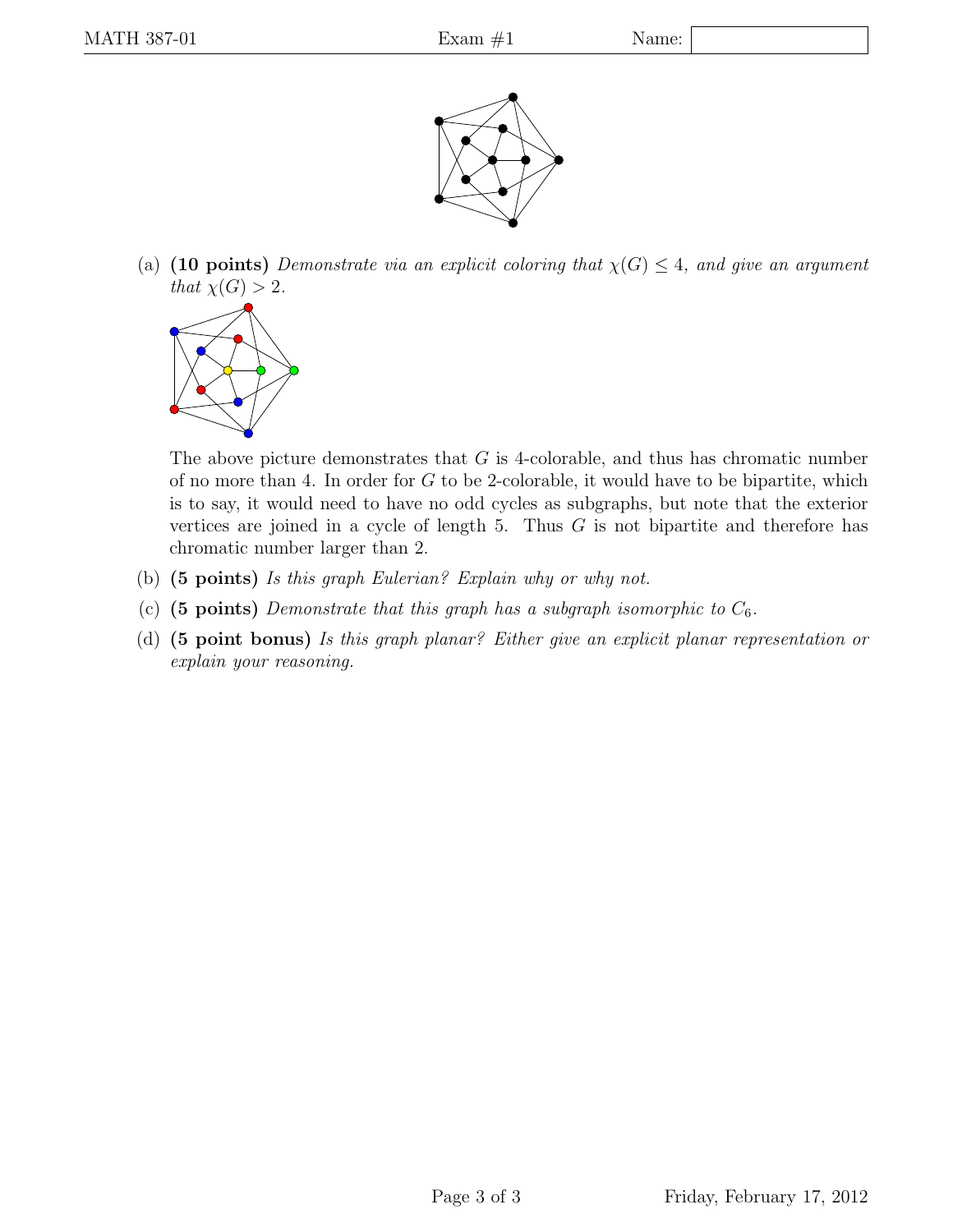(a) **(10 points)** *Demonstrate via an explicit coloring that $\chi(G) \leq 4$, and give an argument that $\chi(G) > 2$.*

The above picture demonstrates that $G$ is 4-colorable, and thus has chromatic number of no more than 4. In order for $G$ to be 2-colorable, it would have to be bipartite, which is to say, it would need to have no odd cycles as subgraphs, but note that the exterior vertices are joined in a cycle of length 5. Thus $G$ is not bipartite and therefore has chromatic number larger than 2.

(b) **(5 points)** *Is this graph Eulerian? Explain why or why not.*

(c) **(5 points)** *Demonstrate that this graph has a subgraph isomorphic to $C_6$.*

(d) **(5 point bonus)** *Is this graph planar? Either give an explicit planar representation or explain your reasoning.*